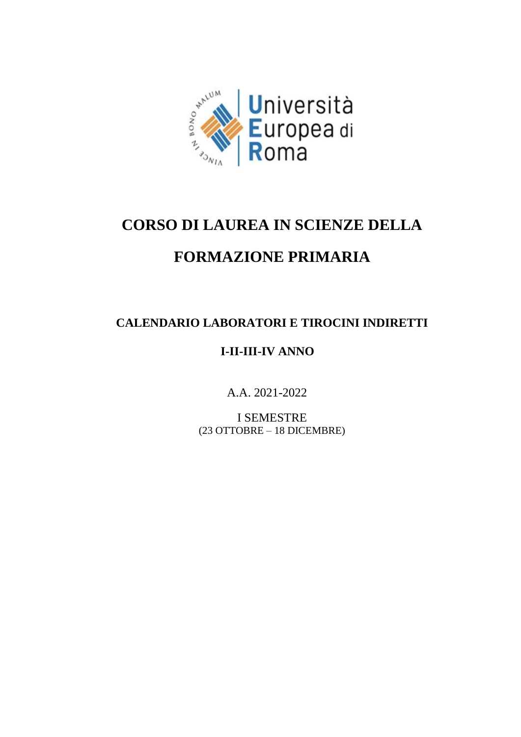# CORSO DI LAUREA IN SCIENZE DELLA FORMAZIONE PRIMARIA

## CALENDARIO LABORATORI E TIROCINI INDIRETTI

## I-II-III-IV ANNO

A.A. 2021-2022

I SEMESTRE
(23 OTTOBRE – 18 DICEMBRE)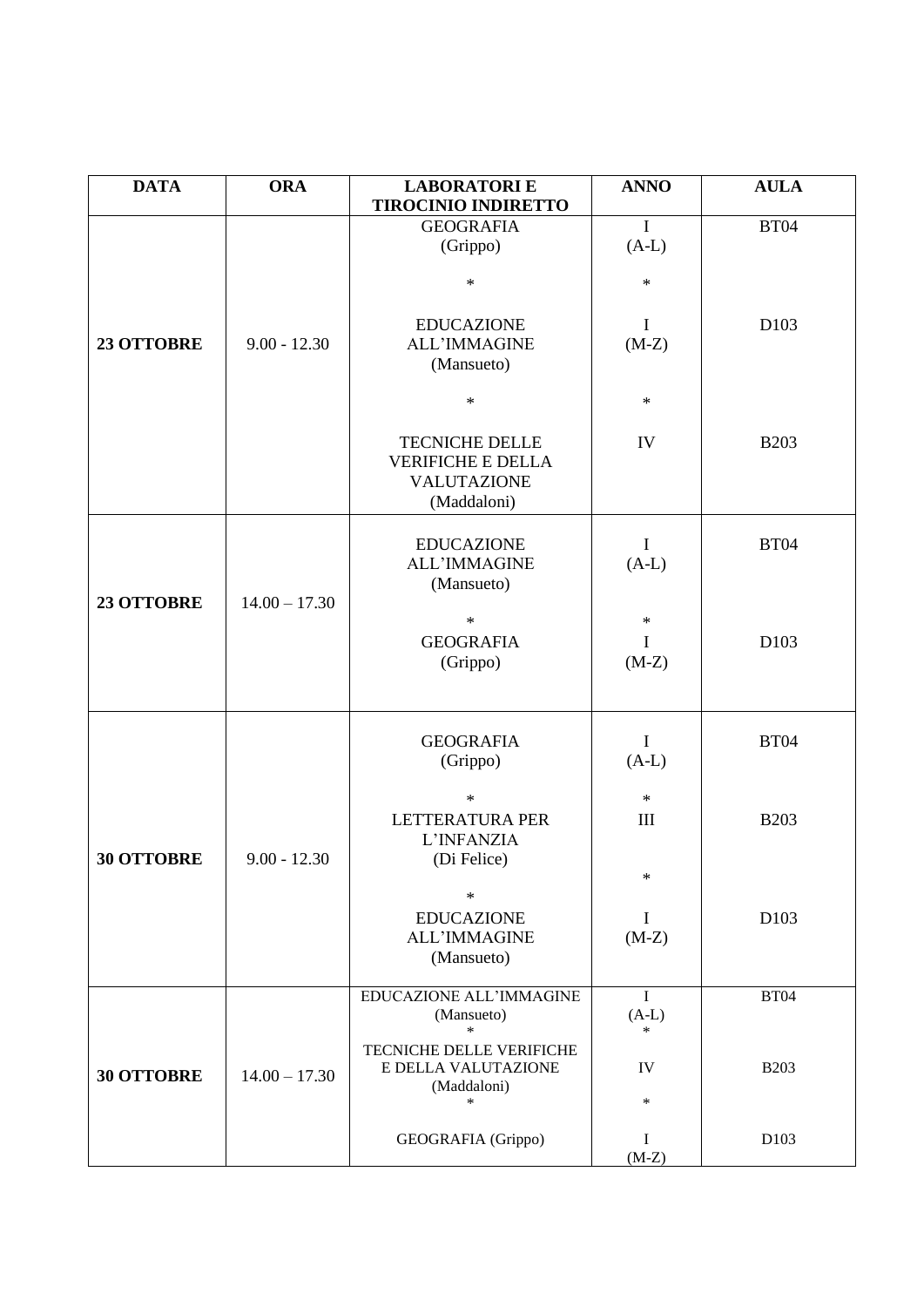| DATA | ORA | LABORATORI E TIROCINIO INDIRETTO | ANNO | AULA |
|---|---|---|---|---|
| 23 OTTOBRE | 9.00 - 12.30 | GEOGRAFIA (Grippo)<br>*<br>EDUCAZIONE ALL'IMMAGINE (Mansueto)<br>*<br>TECNICHE DELLE VERIFICHE E DELLA VALUTAZIONE (Maddaloni) | I (A-L)<br>*<br>I (M-Z)<br>*<br>IV | BT04<br><br>D103<br><br>B203 |
| 23 OTTOBRE | 14.00 – 17.30 | EDUCAZIONE ALL'IMMAGINE (Mansueto)<br>*<br>GEOGRAFIA (Grippo) | I (A-L)<br>*<br>I (M-Z) | BT04<br><br>D103 |
| 30 OTTOBRE | 9.00 - 12.30 | GEOGRAFIA (Grippo)<br>*<br>LETTERATURA PER L'INFANZIA (Di Felice)<br>*<br>EDUCAZIONE ALL'IMMAGINE (Mansueto) | I (A-L)<br>*<br>III<br>*<br>I (M-Z) | BT04<br><br>B203<br><br>D103 |
| 30 OTTOBRE | 14.00 – 17.30 | EDUCAZIONE ALL'IMMAGINE (Mansueto)<br>*<br>TECNICHE DELLE VERIFICHE E DELLA VALUTAZIONE (Maddaloni)<br>*<br>GEOGRAFIA (Grippo) | I (A-L)<br>*<br>IV<br>*<br>I (M-Z) | BT04<br><br>B203<br><br>D103 |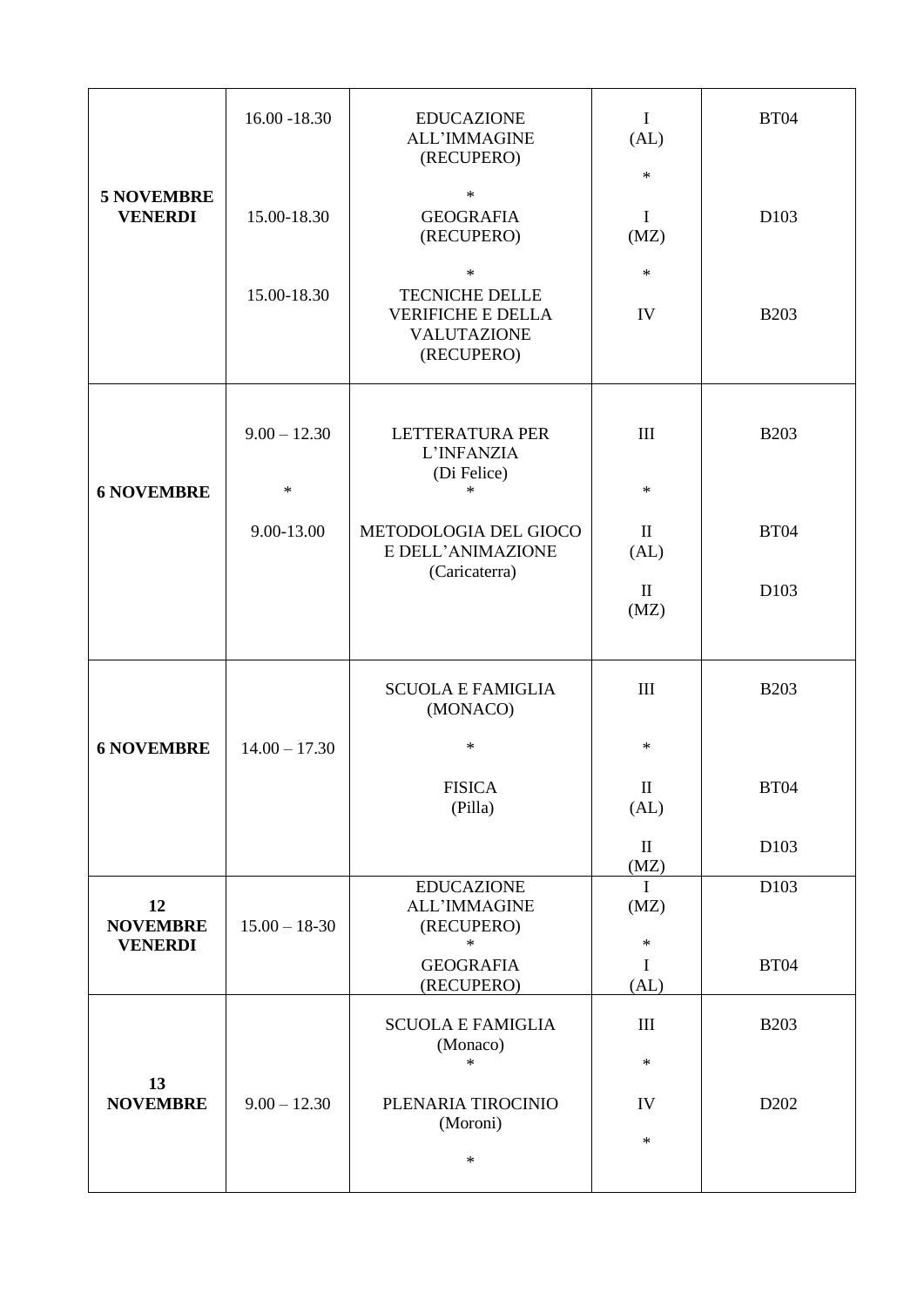| | | | | |
|---|---|---|---|---|
| **5 NOVEMBRE VENERDI** | 16.00 -18.30 | EDUCAZIONE ALL'IMMAGINE (RECUPERO) | I (AL) | BT04 |
| | | * | * | |
| | 15.00-18.30 | GEOGRAFIA (RECUPERO) | I (MZ) | D103 |
| | | * | * | |
| | 15.00-18.30 | TECNICHE DELLE VERIFICHE E DELLA VALUTAZIONE (RECUPERO) | IV | B203 |
| **6 NOVEMBRE** | 9.00 – 12.30 | LETTERATURA PER L'INFANZIA (Di Felice) | III | B203 |
| | * | * | * | |
| | 9.00-13.00 | METODOLOGIA DEL GIOCO E DELL'ANIMAZIONE (Caricaterra) | II (AL) | BT04 |
| | | | II (MZ) | D103 |
| **6 NOVEMBRE** | 14.00 – 17.30 | SCUOLA E FAMIGLIA (MONACO) | III | B203 |
| | | * | * | |
| | | FISICA (Pilla) | II (AL) | BT04 |
| | | | II (MZ) | D103 |
| **12 NOVEMBRE VENERDI** | 15.00 – 18-30 | EDUCAZIONE ALL'IMMAGINE (RECUPERO) | I (MZ) | D103 |
| | | * | * | |
| | | GEOGRAFIA (RECUPERO) | I (AL) | BT04 |
| **13 NOVEMBRE** | 9.00 – 12.30 | SCUOLA E FAMIGLIA (Monaco) | III | B203 |
| | | * | * | |
| | | PLENARIA TIROCINIO (Moroni) | IV | D202 |
| | | * | * | |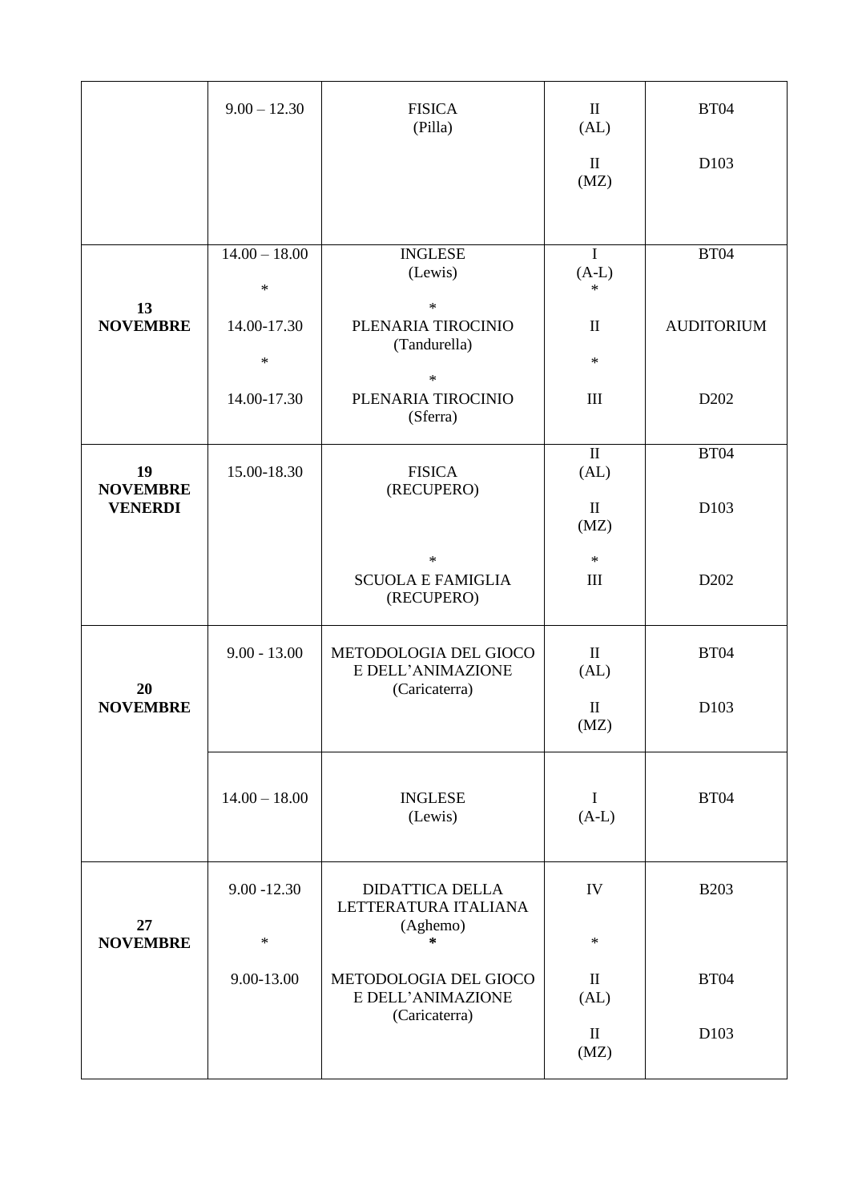| | | | | |
|---|---|---|---|---|
| | 9.00 – 12.30 | FISICA (Pilla) | II (AL)<br><br>II (MZ) | BT04<br><br>D103 |
| **13 NOVEMBRE** | 14.00 – 18.00<br>*<br>14.00-17.30<br>*<br>14.00-17.30 | INGLESE (Lewis)<br>*<br>PLENARIA TIROCINIO (Tandurella)<br>*<br>PLENARIA TIROCINIO (Sferra) | I (A-L)<br>*<br>II<br>*<br>III | BT04<br><br>AUDITORIUM<br><br>D202 |
| **19 NOVEMBRE VENERDI** | 15.00-18.30 | FISICA (RECUPERO)<br><br>*<br>SCUOLA E FAMIGLIA (RECUPERO) | II (AL)<br><br>II (MZ)<br>*<br>III | BT04<br><br>D103<br><br>D202 |
| **20 NOVEMBRE** | 9.00 - 13.00 | METODOLOGIA DEL GIOCO E DELL'ANIMAZIONE (Caricaterra) | II (AL)<br><br>II (MZ) | BT04<br><br>D103 |
| | 14.00 – 18.00 | INGLESE (Lewis) | I (A-L) | BT04 |
| **27 NOVEMBRE** | 9.00 -12.30<br>*<br>9.00-13.00 | DIDATTICA DELLA LETTERATURA ITALIANA (Aghemo)<br>*<br>METODOLOGIA DEL GIOCO E DELL'ANIMAZIONE (Caricaterra) | IV<br>*<br>II (AL)<br><br>II (MZ) | B203<br><br>BT04<br><br>D103 |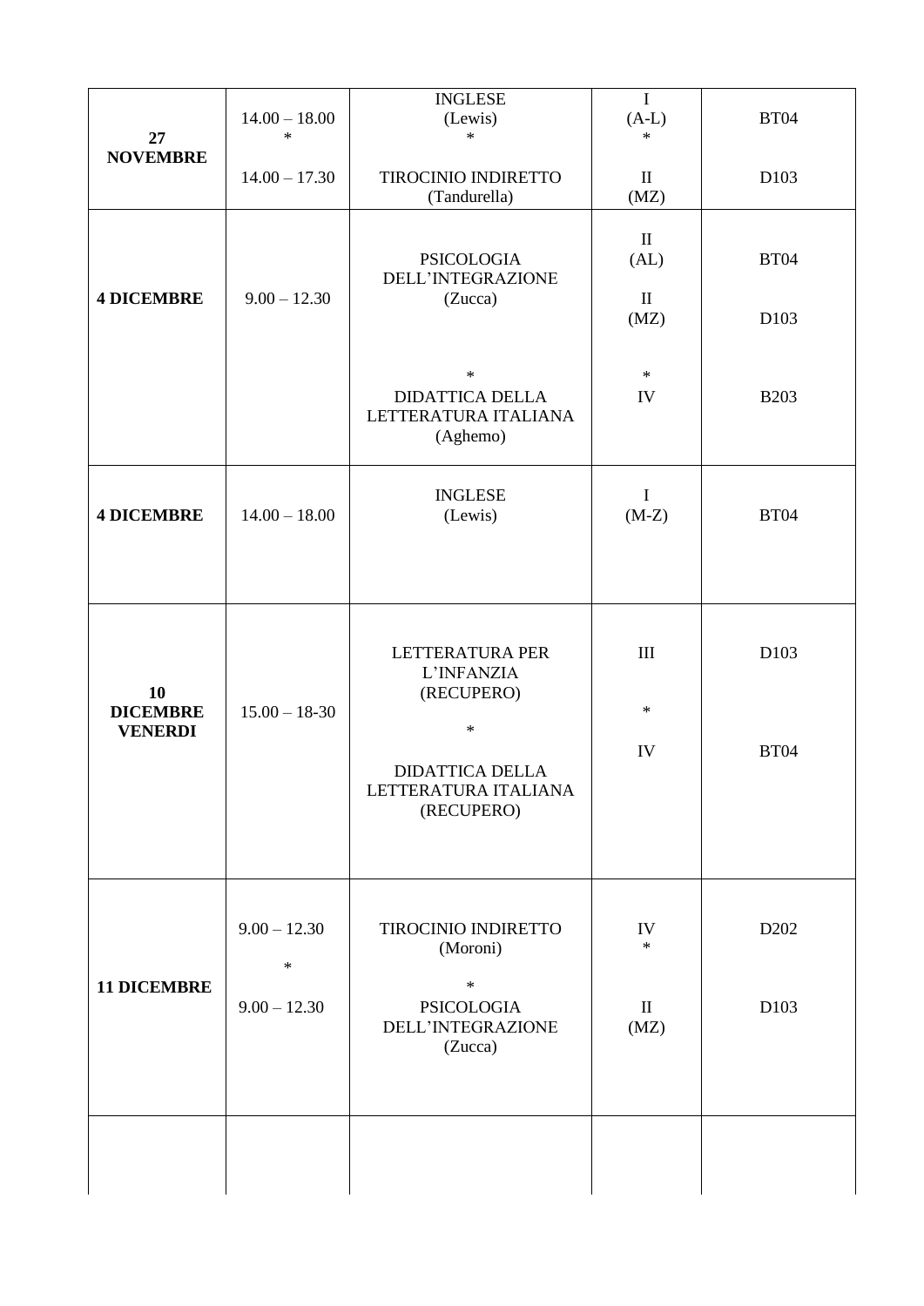| | | | | |
|---|---|---|---|---|
| **27 NOVEMBRE** | 14.00 – 18.00<br>*<br>14.00 – 17.30 | INGLESE<br>(Lewis)<br>*<br>TIROCINIO INDIRETTO<br>(Tandurella) | I<br>(A-L)<br>*<br>II<br>(MZ) | BT04<br><br>D103 |
| **4 DICEMBRE** | 9.00 – 12.30 | PSICOLOGIA DELL'INTEGRAZIONE<br>(Zucca)<br><br>*<br>DIDATTICA DELLA LETTERATURA ITALIANA<br>(Aghemo) | II<br>(AL)<br>II<br>(MZ)<br><br>*<br>IV | BT04<br><br>D103<br><br>B203 |
| **4 DICEMBRE** | 14.00 – 18.00 | INGLESE<br>(Lewis) | I<br>(M-Z) | BT04 |
| **10 DICEMBRE VENERDI** | 15.00 – 18-30 | LETTERATURA PER L'INFANZIA<br>(RECUPERO)<br>*<br>DIDATTICA DELLA LETTERATURA ITALIANA<br>(RECUPERO) | III<br><br>*<br><br>IV | D103<br><br>BT04 |
| **11 DICEMBRE** | 9.00 – 12.30<br>*<br>9.00 – 12.30 | TIROCINIO INDIRETTO<br>(Moroni)<br>*<br>PSICOLOGIA DELL'INTEGRAZIONE<br>(Zucca) | IV<br>*<br>II<br>(MZ) | D202<br><br>D103 |
| | | | | |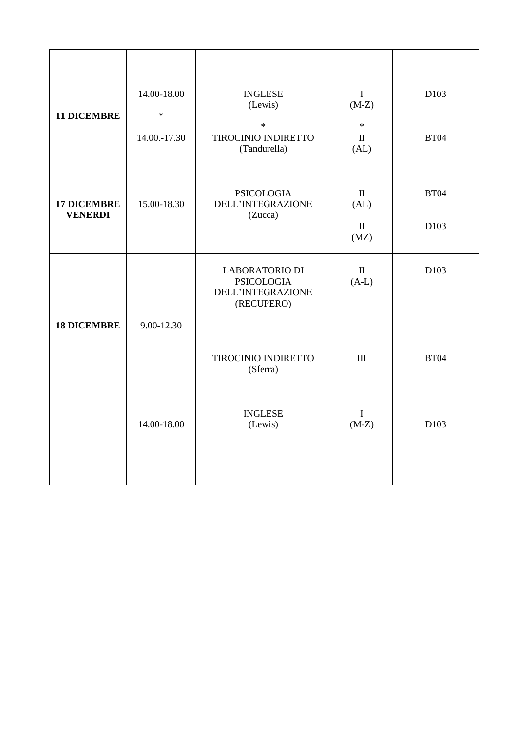| | | | | |
|---|---|---|---|---|
| **11 DICEMBRE** | 14.00-18.00<br>*<br>14.00.-17.30 | INGLESE<br>(Lewis)<br>*<br>TIROCINIO INDIRETTO<br>(Tandurella) | I<br>(M-Z)<br>*<br>II<br>(AL) | D103<br><br>BT04 |
| **17 DICEMBRE VENERDI** | 15.00-18.30 | PSICOLOGIA DELL'INTEGRAZIONE<br>(Zucca) | II<br>(AL)<br>II<br>(MZ) | BT04<br><br>D103 |
| **18 DICEMBRE** | 9.00-12.30 | LABORATORIO DI PSICOLOGIA DELL'INTEGRAZIONE<br>(RECUPERO)<br><br>TIROCINIO INDIRETTO<br>(Sferra) | II<br>(A-L)<br><br>III | D103<br><br>BT04 |
| | 14.00-18.00 | INGLESE<br>(Lewis) | I<br>(M-Z) | D103 |